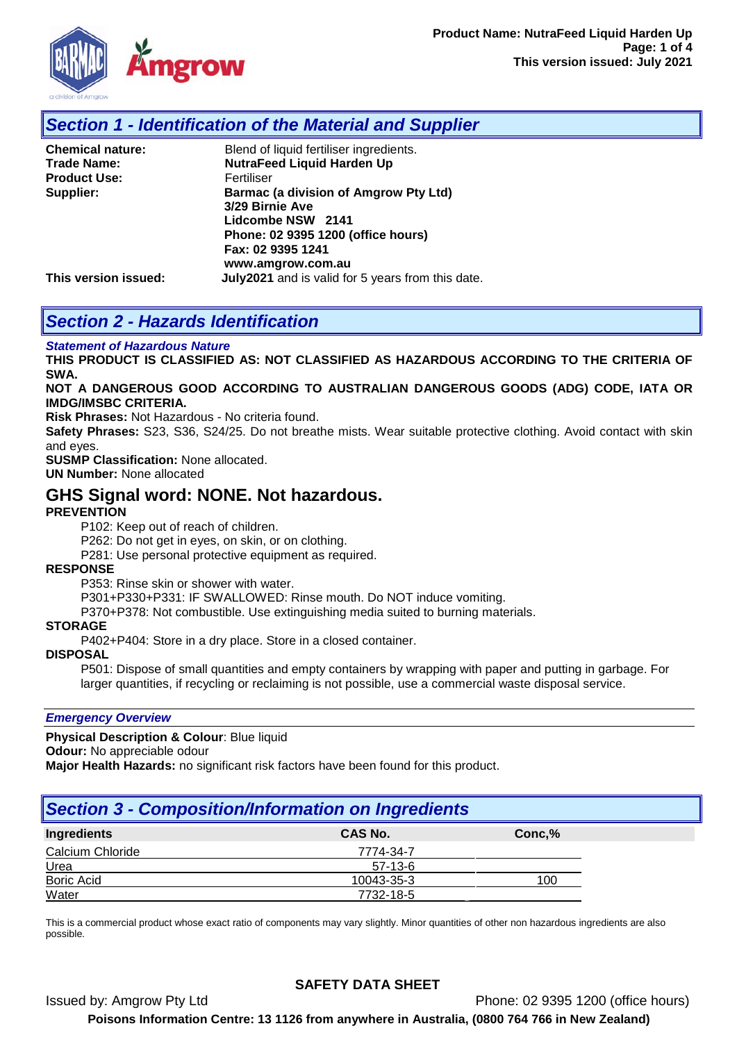## Section 1 - Identification of the Material and Supplier

**Chemical nature:** Blend of liquid fertiliser ingredients.
**Trade Name:** **NutraFeed Liquid Harden Up**
**Product Use:** Fertiliser
**Supplier:** **Barmac (a division of Amgrow Pty Ltd)**
**3/29 Birnie Ave**
**Lidcombe NSW 2141**
**Phone: 02 9395 1200 (office hours)**
**Fax: 02 9395 1241**
**www.amgrow.com.au**
**This version issued:** **July2021** and is valid for 5 years from this date.

## Section 2 - Hazards Identification

***Statement of Hazardous Nature***

**THIS PRODUCT IS CLASSIFIED AS: NOT CLASSIFIED AS HAZARDOUS ACCORDING TO THE CRITERIA OF SWA.**
**NOT A DANGEROUS GOOD ACCORDING TO AUSTRALIAN DANGEROUS GOODS (ADG) CODE, IATA OR IMDG/IMSBC CRITERIA.**

**Risk Phrases:** Not Hazardous - No criteria found.
**Safety Phrases:** S23, S36, S24/25. Do not breathe mists. Wear suitable protective clothing. Avoid contact with skin and eyes.
**SUSMP Classification:** None allocated.
**UN Number:** None allocated

### GHS Signal word: NONE. Not hazardous.

**PREVENTION**

P102: Keep out of reach of children.
P262: Do not get in eyes, on skin, or on clothing.
P281: Use personal protective equipment as required.

**RESPONSE**

P353: Rinse skin or shower with water.
P301+P330+P331: IF SWALLOWED: Rinse mouth. Do NOT induce vomiting.
P370+P378: Not combustible. Use extinguishing media suited to burning materials.

**STORAGE**

P402+P404: Store in a dry place. Store in a closed container.

**DISPOSAL**

P501: Dispose of small quantities and empty containers by wrapping with paper and putting in garbage. For larger quantities, if recycling or reclaiming is not possible, use a commercial waste disposal service.

***Emergency Overview***

**Physical Description & Colour**: Blue liquid
**Odour:** No appreciable odour
**Major Health Hazards:** no significant risk factors have been found for this product.

## Section 3 - Composition/Information on Ingredients

| Ingredients | CAS No. | Conc,% |
|---|---|---|
| Calcium Chloride | 7774-34-7 | |
| Urea | 57-13-6 | |
| Boric Acid | 10043-35-3 | 100 |
| Water | 7732-18-5 | |

This is a commercial product whose exact ratio of components may vary slightly. Minor quantities of other non hazardous ingredients are also possible.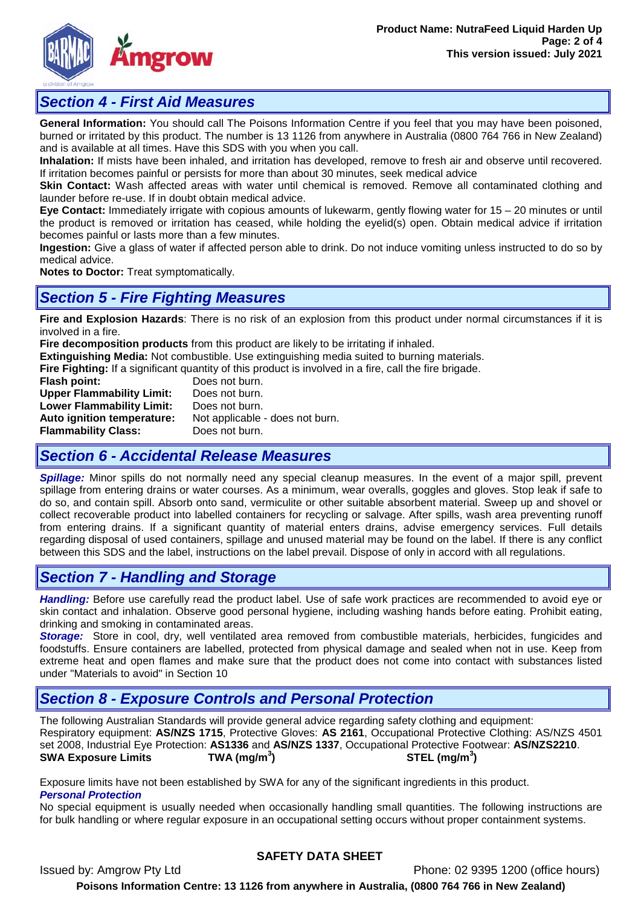## Section 4 - First Aid Measures

**General Information:** You should call The Poisons Information Centre if you feel that you may have been poisoned, burned or irritated by this product. The number is 13 1126 from anywhere in Australia (0800 764 766 in New Zealand) and is available at all times. Have this SDS with you when you call.

**Inhalation:** If mists have been inhaled, and irritation has developed, remove to fresh air and observe until recovered. If irritation becomes painful or persists for more than about 30 minutes, seek medical advice

**Skin Contact:** Wash affected areas with water until chemical is removed. Remove all contaminated clothing and launder before re-use. If in doubt obtain medical advice.

**Eye Contact:** Immediately irrigate with copious amounts of lukewarm, gently flowing water for 15 – 20 minutes or until the product is removed or irritation has ceased, while holding the eyelid(s) open. Obtain medical advice if irritation becomes painful or lasts more than a few minutes.

**Ingestion:** Give a glass of water if affected person able to drink. Do not induce vomiting unless instructed to do so by medical advice.

**Notes to Doctor:** Treat symptomatically.

## Section 5 - Fire Fighting Measures

**Fire and Explosion Hazards**: There is no risk of an explosion from this product under normal circumstances if it is involved in a fire.

**Fire decomposition products** from this product are likely to be irritating if inhaled.

**Extinguishing Media:** Not combustible. Use extinguishing media suited to burning materials.

**Fire Fighting:** If a significant quantity of this product is involved in a fire, call the fire brigade.

| | |
|---|---|
| **Flash point:** | Does not burn. |
| **Upper Flammability Limit:** | Does not burn. |
| **Lower Flammability Limit:** | Does not burn. |
| **Auto ignition temperature:** | Not applicable - does not burn. |
| **Flammability Class:** | Does not burn. |

## Section 6 - Accidental Release Measures

***Spillage:*** Minor spills do not normally need any special cleanup measures. In the event of a major spill, prevent spillage from entering drains or water courses. As a minimum, wear overalls, goggles and gloves. Stop leak if safe to do so, and contain spill. Absorb onto sand, vermiculite or other suitable absorbent material. Sweep up and shovel or collect recoverable product into labelled containers for recycling or salvage. After spills, wash area preventing runoff from entering drains. If a significant quantity of material enters drains, advise emergency services. Full details regarding disposal of used containers, spillage and unused material may be found on the label. If there is any conflict between this SDS and the label, instructions on the label prevail. Dispose of only in accord with all regulations.

## Section 7 - Handling and Storage

***Handling:*** Before use carefully read the product label. Use of safe work practices are recommended to avoid eye or skin contact and inhalation. Observe good personal hygiene, including washing hands before eating. Prohibit eating, drinking and smoking in contaminated areas.

***Storage:*** Store in cool, dry, well ventilated area removed from combustible materials, herbicides, fungicides and foodstuffs. Ensure containers are labelled, protected from physical damage and sealed when not in use. Keep from extreme heat and open flames and make sure that the product does not come into contact with substances listed under "Materials to avoid" in Section 10

## Section 8 - Exposure Controls and Personal Protection

The following Australian Standards will provide general advice regarding safety clothing and equipment: Respiratory equipment: **AS/NZS 1715**, Protective Gloves: **AS 2161**, Occupational Protective Clothing: AS/NZS 4501 set 2008, Industrial Eye Protection: **AS1336** and **AS/NZS 1337**, Occupational Protective Footwear: **AS/NZS2210**.

| **SWA Exposure Limits** | **TWA (mg/m$^3$)** | **STEL (mg/m$^3$)** |
|---|---|---|

Exposure limits have not been established by SWA for any of the significant ingredients in this product.

***Personal Protection***

No special equipment is usually needed when occasionally handling small quantities. The following instructions are for bulk handling or where regular exposure in an occupational setting occurs without proper containment systems.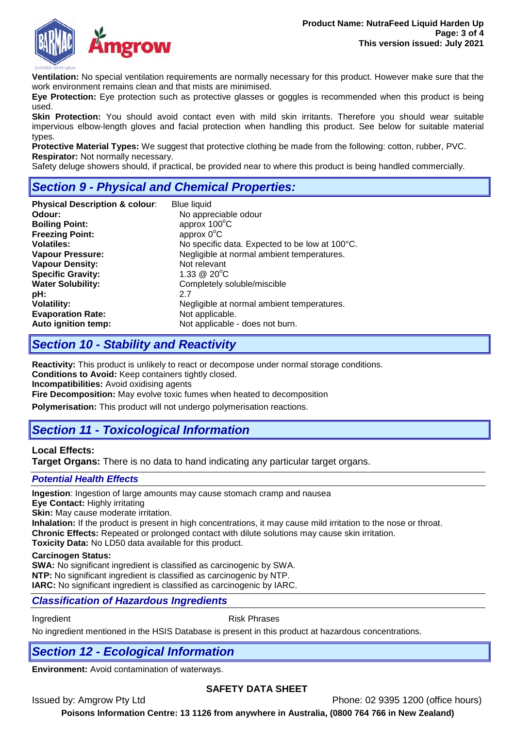**Ventilation:** No special ventilation requirements are normally necessary for this product. However make sure that the work environment remains clean and that mists are minimised.

**Eye Protection:** Eye protection such as protective glasses or goggles is recommended when this product is being used.

**Skin Protection:** You should avoid contact even with mild skin irritants. Therefore you should wear suitable impervious elbow-length gloves and facial protection when handling this product. See below for suitable material types.

**Protective Material Types:** We suggest that protective clothing be made from the following: cotton, rubber, PVC.

**Respirator:** Not normally necessary.

Safety deluge showers should, if practical, be provided near to where this product is being handled commercially.

## *Section 9 - Physical and Chemical Properties:*

| | |
|---|---|
| **Physical Description & colour**: | Blue liquid |
| **Odour:** | No appreciable odour |
| **Boiling Point:** | approx 100°C |
| **Freezing Point:** | approx 0°C |
| **Volatiles:** | No specific data. Expected to be low at 100°C. |
| **Vapour Pressure:** | Negligible at normal ambient temperatures. |
| **Vapour Density:** | Not relevant |
| **Specific Gravity:** | 1.33 @ 20°C |
| **Water Solubility:** | Completely soluble/miscible |
| **pH:** | 2.7 |
| **Volatility:** | Negligible at normal ambient temperatures. |
| **Evaporation Rate:** | Not applicable. |
| **Auto ignition temp:** | Not applicable - does not burn. |

## *Section 10 - Stability and Reactivity*

**Reactivity:** This product is unlikely to react or decompose under normal storage conditions.

**Conditions to Avoid:** Keep containers tightly closed.

**Incompatibilities:** Avoid oxidising agents

**Fire Decomposition:** May evolve toxic fumes when heated to decomposition

**Polymerisation:** This product will not undergo polymerisation reactions.

## *Section 11 - Toxicological Information*

**Local Effects:**

**Target Organs:** There is no data to hand indicating any particular target organs.

### *Potential Health Effects*

**Ingestion**: Ingestion of large amounts may cause stomach cramp and nausea

**Eye Contact:** Highly irritating

**Skin:** May cause moderate irritation.

**Inhalation:** If the product is present in high concentrations, it may cause mild irritation to the nose or throat.

**Chronic Effects:** Repeated or prolonged contact with dilute solutions may cause skin irritation.

**Toxicity Data:** No LD50 data available for this product.

**Carcinogen Status:**

**SWA:** No significant ingredient is classified as carcinogenic by SWA.

**NTP:** No significant ingredient is classified as carcinogenic by NTP.

**IARC:** No significant ingredient is classified as carcinogenic by IARC.

### *Classification of Hazardous Ingredients*

| Ingredient | Risk Phrases |
|---|---|

No ingredient mentioned in the HSIS Database is present in this product at hazardous concentrations.

## *Section 12 - Ecological Information*

**Environment:** Avoid contamination of waterways.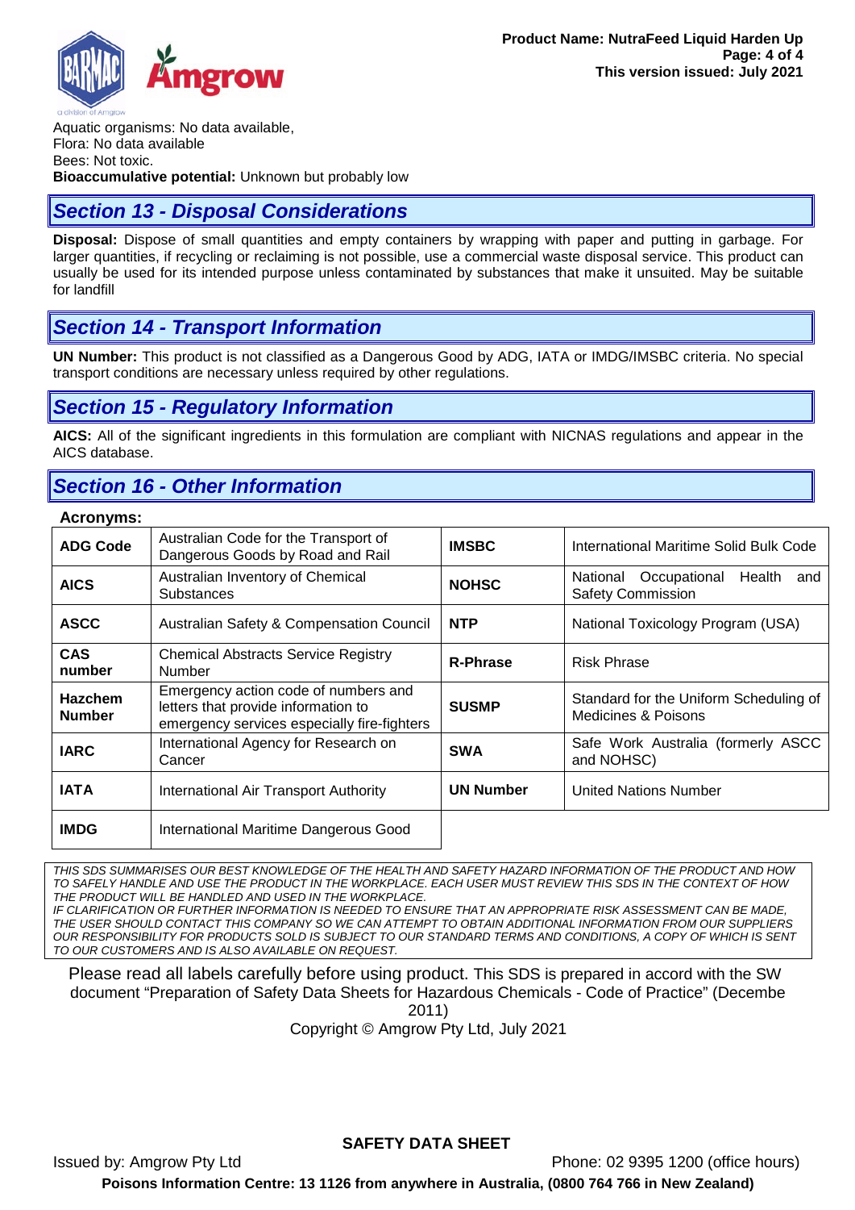Aquatic organisms: No data available,
Flora: No data available
Bees: Not toxic.
**Bioaccumulative potential:** Unknown but probably low

## *Section 13 - Disposal Considerations*

**Disposal:** Dispose of small quantities and empty containers by wrapping with paper and putting in garbage. For larger quantities, if recycling or reclaiming is not possible, use a commercial waste disposal service. This product can usually be used for its intended purpose unless contaminated by substances that make it unsuited. May be suitable for landfill

## *Section 14 - Transport Information*

**UN Number:** This product is not classified as a Dangerous Good by ADG, IATA or IMDG/IMSBC criteria. No special transport conditions are necessary unless required by other regulations.

## *Section 15 - Regulatory Information*

**AICS:** All of the significant ingredients in this formulation are compliant with NICNAS regulations and appear in the AICS database.

## *Section 16 - Other Information*

**Acronyms:**

| | | | |
|---|---|---|---|
| **ADG Code** | Australian Code for the Transport of Dangerous Goods by Road and Rail | **IMSBC** | International Maritime Solid Bulk Code |
| **AICS** | Australian Inventory of Chemical Substances | **NOHSC** | National Occupational Health and Safety Commission |
| **ASCC** | Australian Safety & Compensation Council | **NTP** | National Toxicology Program (USA) |
| **CAS number** | Chemical Abstracts Service Registry Number | **R-Phrase** | Risk Phrase |
| **Hazchem Number** | Emergency action code of numbers and letters that provide information to emergency services especially fire-fighters | **SUSMP** | Standard for the Uniform Scheduling of Medicines & Poisons |
| **IARC** | International Agency for Research on Cancer | **SWA** | Safe Work Australia (formerly ASCC and NOHSC) |
| **IATA** | International Air Transport Authority | **UN Number** | United Nations Number |
| **IMDG** | International Maritime Dangerous Good | | |

*THIS SDS SUMMARISES OUR BEST KNOWLEDGE OF THE HEALTH AND SAFETY HAZARD INFORMATION OF THE PRODUCT AND HOW TO SAFELY HANDLE AND USE THE PRODUCT IN THE WORKPLACE. EACH USER MUST REVIEW THIS SDS IN THE CONTEXT OF HOW THE PRODUCT WILL BE HANDLED AND USED IN THE WORKPLACE.*
*IF CLARIFICATION OR FURTHER INFORMATION IS NEEDED TO ENSURE THAT AN APPROPRIATE RISK ASSESSMENT CAN BE MADE, THE USER SHOULD CONTACT THIS COMPANY SO WE CAN ATTEMPT TO OBTAIN ADDITIONAL INFORMATION FROM OUR SUPPLIERS OUR RESPONSIBILITY FOR PRODUCTS SOLD IS SUBJECT TO OUR STANDARD TERMS AND CONDITIONS, A COPY OF WHICH IS SENT TO OUR CUSTOMERS AND IS ALSO AVAILABLE ON REQUEST.*

Please read all labels carefully before using product. This SDS is prepared in accord with the SW document "Preparation of Safety Data Sheets for Hazardous Chemicals - Code of Practice" (Decembe 2011)
Copyright © Amgrow Pty Ltd, July 2021